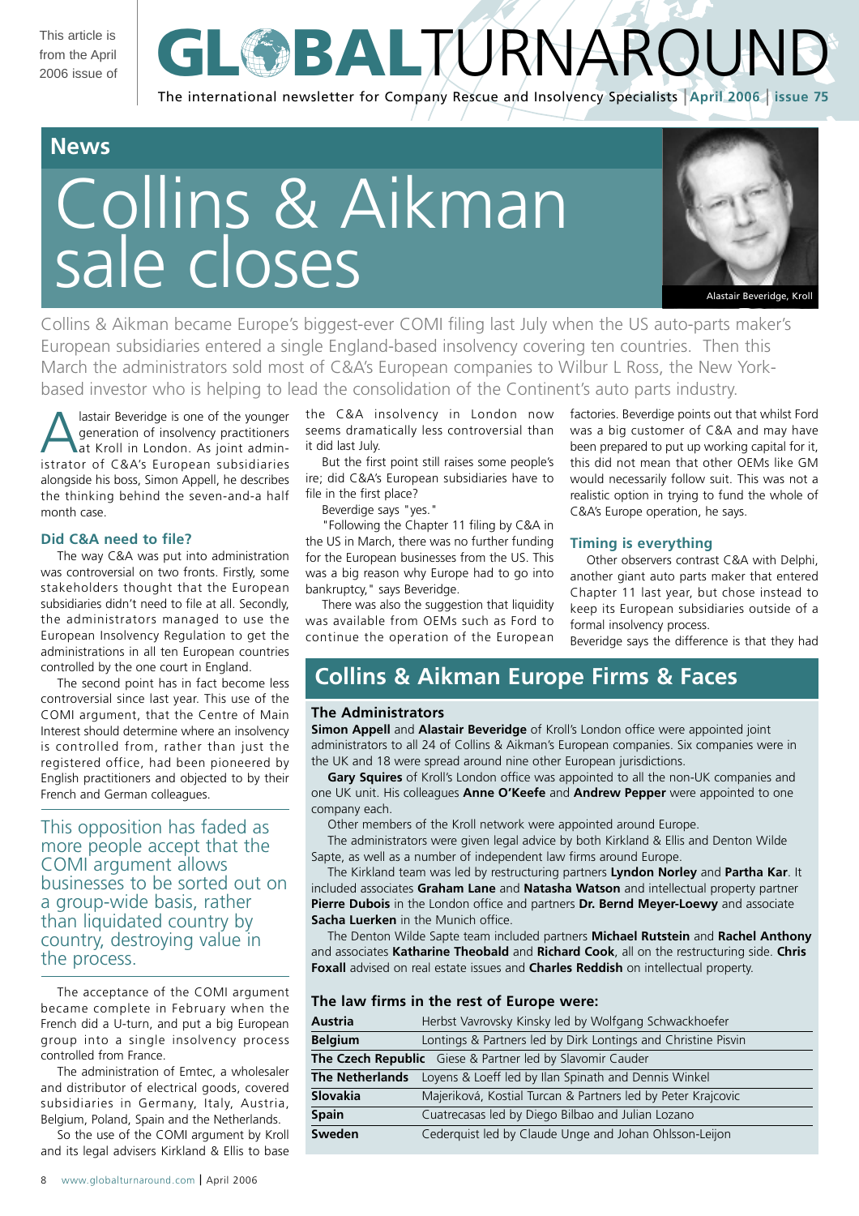This article is from the April 2006 issue of

# GLOBALTURNAROUND

The international newsletter for Company Rescue and Insolvency Specialists | April 2006 | issue 75

## News

# Collins & Aikman sale closes

Alastair Beveridge, Kroll

Collins & Aikman became Europe's biggest-ever COMI filing last July when the US auto-parts maker's European subsidiaries entered a single England-based insolvency covering ten countries. Then this March the administrators sold most of C&A's European companies to Wilbur L Ross, the New York-based investor who is helping to lead the consolidation of the Continent's auto parts industry.

Alastair Beveridge is one of the younger generation of insolvency practitioners at Kroll in London. As joint administrator of C&A's European subsidiaries alongside his boss, Simon Appell, he describes the thinking behind the seven-and-a half month case.

### Did C&A need to file?

The way C&A was put into administration was controversial on two fronts. Firstly, some stakeholders thought that the European subsidiaries didn't need to file at all. Secondly, the administrators managed to use the European Insolvency Regulation to get the administrations in all ten European countries controlled by the one court in England.

The second point has in fact become less controversial since last year. This use of the COMI argument, that the Centre of Main Interest should determine where an insolvency is controlled from, rather than just the registered office, had been pioneered by English practitioners and objected to by their French and German colleagues.

> This opposition has faded as more people accept that the COMI argument allows businesses to be sorted out on a group-wide basis, rather than liquidated country by country, destroying value in the process.

The acceptance of the COMI argument became complete in February when the French did a U-turn, and put a big European group into a single insolvency process controlled from France.

The administration of Emtec, a wholesaler and distributor of electrical goods, covered subsidiaries in Germany, Italy, Austria, Belgium, Poland, Spain and the Netherlands.

So the use of the COMI argument by Kroll and its legal advisers Kirkland & Ellis to base the C&A insolvency in London now seems dramatically less controversial than it did last July.

But the first point still raises some people's ire; did C&A's European subsidiaries have to file in the first place?

Beverdige says "yes."

"Following the Chapter 11 filing by C&A in the US in March, there was no further funding for the European businesses from the US. This was a big reason why Europe had to go into bankruptcy," says Beveridge.

There was also the suggestion that liquidity was available from OEMs such as Ford to continue the operation of the European factories. Beverdige points out that whilst Ford was a big customer of C&A and may have been prepared to put up working capital for it, this did not mean that other OEMs like GM would necessarily follow suit. This was not a realistic option in trying to fund the whole of C&A's Europe operation, he says.

### Timing is everything

Other observers contrast C&A with Delphi, another giant auto parts maker that entered Chapter 11 last year, but chose instead to keep its European subsidiaries outside of a formal insolvency process.

Beveridge says the difference is that they had

## Collins & Aikman Europe Firms & Faces

### The Administrators

**Simon Appell** and **Alastair Beveridge** of Kroll's London office were appointed joint administrators to all 24 of Collins & Aikman's European companies. Six companies were in the UK and 18 were spread around nine other European jurisdictions.

**Gary Squires** of Kroll's London office was appointed to all the non-UK companies and one UK unit. His colleagues **Anne O'Keefe** and **Andrew Pepper** were appointed to one company each.

Other members of the Kroll network were appointed around Europe.

The administrators were given legal advice by both Kirkland & Ellis and Denton Wilde Sapte, as well as a number of independent law firms around Europe.

The Kirkland team was led by restructuring partners **Lyndon Norley** and **Partha Kar**. It included associates **Graham Lane** and **Natasha Watson** and intellectual property partner **Pierre Dubois** in the London office and partners **Dr. Bernd Meyer-Loewy** and associate **Sacha Luerken** in the Munich office.

The Denton Wilde Sapte team included partners **Michael Rutstein** and **Rachel Anthony** and associates **Katharine Theobald** and **Richard Cook**, all on the restructuring side. **Chris Foxall** advised on real estate issues and **Charles Reddish** on intellectual property.

### The law firms in the rest of Europe were:

| | |
|---|---|
| **Austria** | Herbst Vavrovsky Kinsky led by Wolfgang Schwackhoefer |
| **Belgium** | Lontings & Partners led by Dirk Lontings and Christine Pisvin |
| **The Czech Republic** | Giese & Partner led by Slavomir Cauder |
| **The Netherlands** | Loyens & Loeff led by Ilan Spinath and Dennis Winkel |
| **Slovakia** | Majeriková, Kostial Turcan & Partners led by Peter Krajcovic |
| **Spain** | Cuatrecasas led by Diego Bilbao and Julian Lozano |
| **Sweden** | Cederquist led by Claude Unge and Johan Ohlsson-Leijon |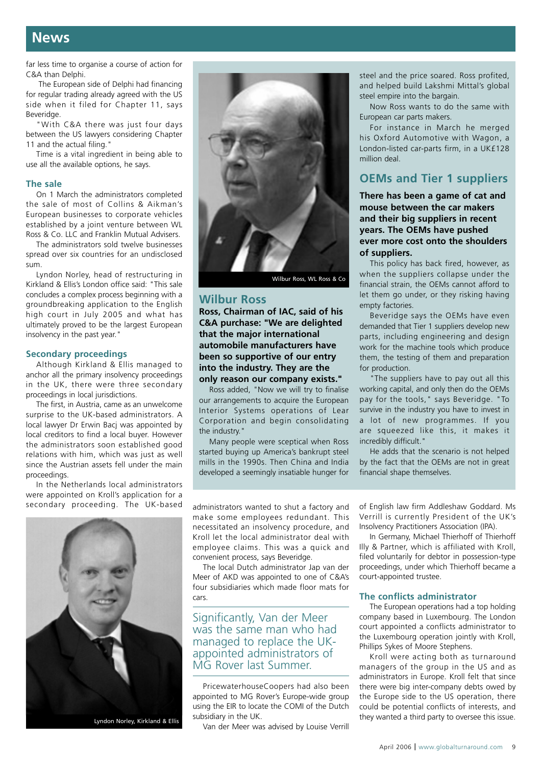far less time to organise a course of action for C&A than Delphi.

The European side of Delphi had financing for regular trading already agreed with the US side when it filed for Chapter 11, says Beveridge.

"With C&A there was just four days between the US lawyers considering Chapter 11 and the actual filing."

Time is a vital ingredient in being able to use all the available options, he says.

### The sale

On 1 March the administrators completed the sale of most of Collins & Aikman's European businesses to corporate vehicles established by a joint venture between WL Ross & Co. LLC and Franklin Mutual Advisers.

The administrators sold twelve businesses spread over six countries for an undisclosed sum.

Lyndon Norley, head of restructuring in Kirkland & Ellis's London office said: "This sale concludes a complex process beginning with a groundbreaking application to the English high court in July 2005 and what has ultimately proved to be the largest European insolvency in the past year."

### Secondary proceedings

Although Kirkland & Ellis managed to anchor all the primary insolvency proceedings in the UK, there were three secondary proceedings in local jurisdictions.

The first, in Austria, came as an unwelcome surprise to the UK-based administrators. A local lawyer Dr Erwin Bacj was appointed by local creditors to find a local buyer. However the administrators soon established good relations with him, which was just as well since the Austrian assets fell under the main proceedings.

In the Netherlands local administrators were appointed on Kroll's application for a secondary proceeding. The UK-based administrators wanted to shut a factory and make some employees redundant. This necessitated an insolvency procedure, and Kroll let the local administrator deal with employee claims. This was a quick and convenient process, says Beveridge.

The local Dutch administrator Jap van der Meer of AKD was appointed to one of C&A's four subsidiaries which made floor mats for cars.

> Significantly, Van der Meer was the same man who had managed to replace the UK-appointed administrators of MG Rover last Summer.

PricewaterhouseCoopers had also been appointed to MG Rover's Europe-wide group using the EIR to locate the COMI of the Dutch subsidiary in the UK.

Van der Meer was advised by Louise Verrill of English law firm Addleshaw Goddard. Ms Verrill is currently President of the UK's Insolvency Practitioners Association (IPA).

In Germany, Michael Thierhoff of Thierhoff Illy & Partner, which is affiliated with Kroll, filed voluntarily for debtor in possession-type proceedings, under which Thierhoff became a court-appointed trustee.

### The conflicts administrator

The European operations had a top holding company based in Luxembourg. The London court appointed a conflicts administrator to the Luxembourg operation jointly with Kroll, Phillips Sykes of Moore Stephens.

Kroll were acting both as turnaround managers of the group in the US and as administrators in Europe. Kroll felt that since there were big inter-company debts owed by the Europe side to the US operation, there could be potential conflicts of interests, and they wanted a third party to oversee this issue.

Lyndon Norley, Kirkland & Ellis

---

Wilbur Ross, WL Ross & Co

## Wilbur Ross

**Ross, Chairman of IAC, said of his C&A purchase: "We are delighted that the major international automobile manufacturers have been so supportive of our entry into the industry. They are the only reason our company exists."**

Ross added, "Now we will try to finalise our arrangements to acquire the European Interior Systems operations of Lear Corporation and begin consolidating the industry."

Many people were sceptical when Ross started buying up America's bankrupt steel mills in the 1990s. Then China and India developed a seemingly insatiable hunger for steel and the price soared. Ross profited, and helped build Lakshmi Mittal's global steel empire into the bargain.

Now Ross wants to do the same with European car parts makers.

For instance in March he merged his Oxford Automotive with Wagon, a London-listed car-parts firm, in a UK£128 million deal.

## OEMs and Tier 1 suppliers

**There has been a game of cat and mouse between the car makers and their big suppliers in recent years. The OEMs have pushed ever more cost onto the shoulders of suppliers.**

This policy has back fired, however, as when the suppliers collapse under the financial strain, the OEMs cannot afford to let them go under, or they risking having empty factories.

Beveridge says the OEMs have even demanded that Tier 1 suppliers develop new parts, including engineering and design work for the machine tools which produce them, the testing of them and preparation for production.

"The suppliers have to pay out all this working capital, and only then do the OEMs pay for the tools," says Beveridge. "To survive in the industry you have to invest in a lot of new programmes. If you are squeezed like this, it makes it incredibly difficult."

He adds that the scenario is not helped by the fact that the OEMs are not in great financial shape themselves.